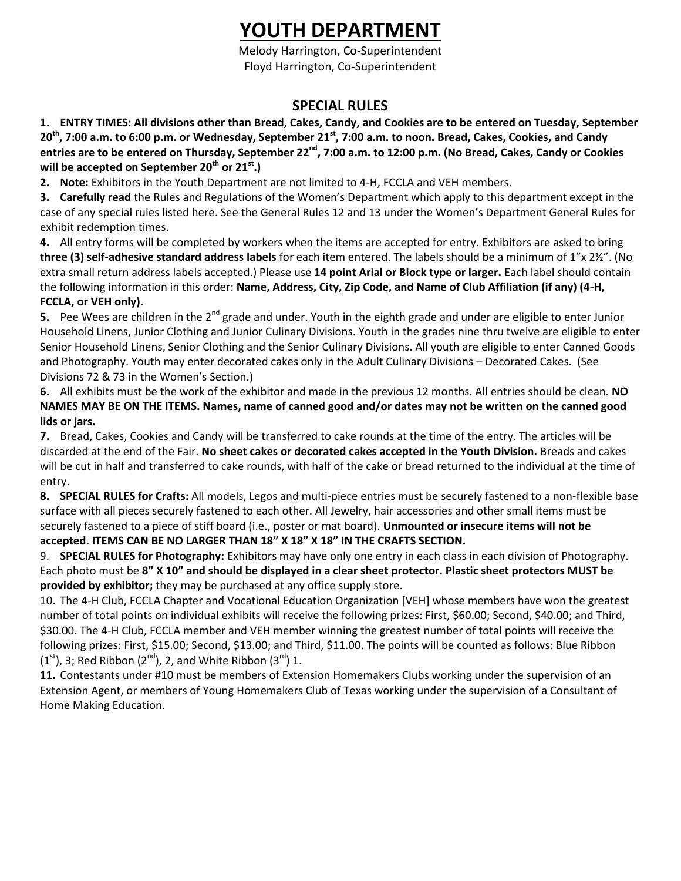# YOUTH DEPARTMENT

Melody Harrington, Co-Superintendent
Floyd Harrington, Co-Superintendent

## SPECIAL RULES

**1. ENTRY TIMES: All divisions other than Bread, Cakes, Candy, and Cookies are to be entered on Tuesday, September 20th, 7:00 a.m. to 6:00 p.m. or Wednesday, September 21st, 7:00 a.m. to noon. Bread, Cakes, Cookies, and Candy entries are to be entered on Thursday, September 22nd, 7:00 a.m. to 12:00 p.m. (No Bread, Cakes, Candy or Cookies will be accepted on September 20th or 21st.)**

**2. Note:** Exhibitors in the Youth Department are not limited to 4-H, FCCLA and VEH members.

**3. Carefully read** the Rules and Regulations of the Women's Department which apply to this department except in the case of any special rules listed here. See the General Rules 12 and 13 under the Women's Department General Rules for exhibit redemption times.

**4.** All entry forms will be completed by workers when the items are accepted for entry. Exhibitors are asked to bring **three (3) self-adhesive standard address labels** for each item entered. The labels should be a minimum of 1"x 2½". (No extra small return address labels accepted.) Please use **14 point Arial or Block type or larger.** Each label should contain the following information in this order: **Name, Address, City, Zip Code, and Name of Club Affiliation (if any) (4-H, FCCLA, or VEH only).**

**5.** Pee Wees are children in the 2nd grade and under. Youth in the eighth grade and under are eligible to enter Junior Household Linens, Junior Clothing and Junior Culinary Divisions. Youth in the grades nine thru twelve are eligible to enter Senior Household Linens, Senior Clothing and the Senior Culinary Divisions. All youth are eligible to enter Canned Goods and Photography. Youth may enter decorated cakes only in the Adult Culinary Divisions – Decorated Cakes. (See Divisions 72 & 73 in the Women's Section.)

**6.** All exhibits must be the work of the exhibitor and made in the previous 12 months. All entries should be clean. **NO NAMES MAY BE ON THE ITEMS. Names, name of canned good and/or dates may not be written on the canned good lids or jars.**

**7.** Bread, Cakes, Cookies and Candy will be transferred to cake rounds at the time of the entry. The articles will be discarded at the end of the Fair. **No sheet cakes or decorated cakes accepted in the Youth Division.** Breads and cakes will be cut in half and transferred to cake rounds, with half of the cake or bread returned to the individual at the time of entry.

**8. SPECIAL RULES for Crafts:** All models, Legos and multi-piece entries must be securely fastened to a non-flexible base surface with all pieces securely fastened to each other. All Jewelry, hair accessories and other small items must be securely fastened to a piece of stiff board (i.e., poster or mat board). **Unmounted or insecure items will not be accepted. ITEMS CAN BE NO LARGER THAN 18" X 18" X 18" IN THE CRAFTS SECTION.**

9. **SPECIAL RULES for Photography:** Exhibitors may have only one entry in each class in each division of Photography. Each photo must be **8" X 10" and should be displayed in a clear sheet protector. Plastic sheet protectors MUST be provided by exhibitor;** they may be purchased at any office supply store.

10. The 4-H Club, FCCLA Chapter and Vocational Education Organization [VEH] whose members have won the greatest number of total points on individual exhibits will receive the following prizes: First, $60.00; Second, $40.00; and Third, $30.00. The 4-H Club, FCCLA member and VEH member winning the greatest number of total points will receive the following prizes: First, $15.00; Second, $13.00; and Third, $11.00. The points will be counted as follows: Blue Ribbon (1st), 3; Red Ribbon (2nd), 2, and White Ribbon (3rd) 1.

**11.** Contestants under #10 must be members of Extension Homemakers Clubs working under the supervision of an Extension Agent, or members of Young Homemakers Club of Texas working under the supervision of a Consultant of Home Making Education.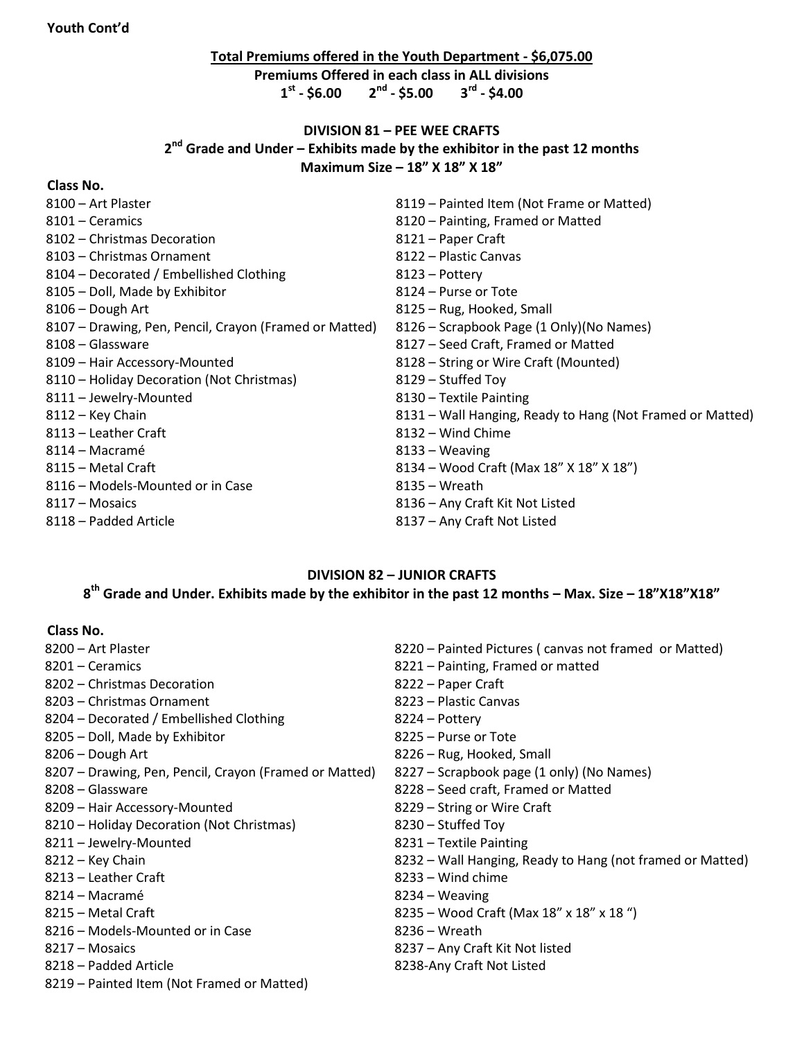**Youth Cont'd**

**Total Premiums offered in the Youth Department - $6,075.00**

**Premiums Offered in each class in ALL divisions**

**1st - $6.00 2nd - $5.00 3rd - $4.00**

## DIVISION 81 – PEE WEE CRAFTS

**2nd Grade and Under – Exhibits made by the exhibitor in the past 12 months**

**Maximum Size – 18" X 18" X 18"**

**Class No.**

8100 – Art Plaster
8101 – Ceramics
8102 – Christmas Decoration
8103 – Christmas Ornament
8104 – Decorated / Embellished Clothing
8105 – Doll, Made by Exhibitor
8106 – Dough Art
8107 – Drawing, Pen, Pencil, Crayon (Framed or Matted)
8108 – Glassware
8109 – Hair Accessory-Mounted
8110 – Holiday Decoration (Not Christmas)
8111 – Jewelry-Mounted
8112 – Key Chain
8113 – Leather Craft
8114 – Macramé
8115 – Metal Craft
8116 – Models-Mounted or in Case
8117 – Mosaics
8118 – Padded Article
8119 – Painted Item (Not Frame or Matted)
8120 – Painting, Framed or Matted
8121 – Paper Craft
8122 – Plastic Canvas
8123 – Pottery
8124 – Purse or Tote
8125 – Rug, Hooked, Small
8126 – Scrapbook Page (1 Only)(No Names)
8127 – Seed Craft, Framed or Matted
8128 – String or Wire Craft (Mounted)
8129 – Stuffed Toy
8130 – Textile Painting
8131 – Wall Hanging, Ready to Hang (Not Framed or Matted)
8132 – Wind Chime
8133 – Weaving
8134 – Wood Craft (Max 18" X 18" X 18")
8135 – Wreath
8136 – Any Craft Kit Not Listed
8137 – Any Craft Not Listed

## DIVISION 82 – JUNIOR CRAFTS

**8th Grade and Under. Exhibits made by the exhibitor in the past 12 months – Max. Size – 18"X18"X18"**

**Class No.**

8200 – Art Plaster
8201 – Ceramics
8202 – Christmas Decoration
8203 – Christmas Ornament
8204 – Decorated / Embellished Clothing
8205 – Doll, Made by Exhibitor
8206 – Dough Art
8207 – Drawing, Pen, Pencil, Crayon (Framed or Matted)
8208 – Glassware
8209 – Hair Accessory-Mounted
8210 – Holiday Decoration (Not Christmas)
8211 – Jewelry-Mounted
8212 – Key Chain
8213 – Leather Craft
8214 – Macramé
8215 – Metal Craft
8216 – Models-Mounted or in Case
8217 – Mosaics
8218 – Padded Article
8219 – Painted Item (Not Framed or Matted)
8220 – Painted Pictures ( canvas not framed or Matted)
8221 – Painting, Framed or matted
8222 – Paper Craft
8223 – Plastic Canvas
8224 – Pottery
8225 – Purse or Tote
8226 – Rug, Hooked, Small
8227 – Scrapbook page (1 only) (No Names)
8228 – Seed craft, Framed or Matted
8229 – String or Wire Craft
8230 – Stuffed Toy
8231 – Textile Painting
8232 – Wall Hanging, Ready to Hang (not framed or Matted)
8233 – Wind chime
8234 – Weaving
8235 – Wood Craft (Max 18" x 18" x 18 ")
8236 – Wreath
8237 – Any Craft Kit Not listed
8238-Any Craft Not Listed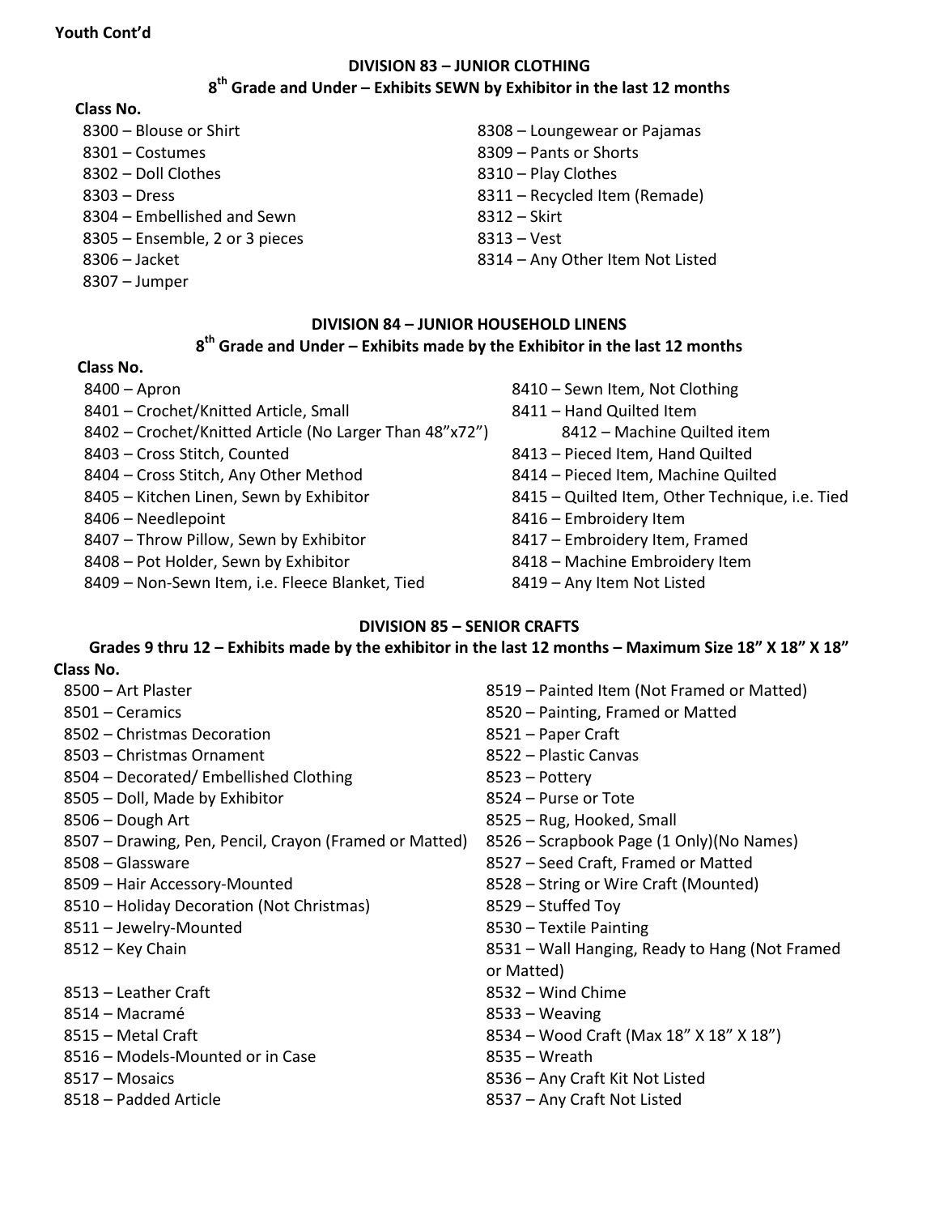**Youth Cont'd**

## DIVISION 83 – JUNIOR CLOTHING

### 8th Grade and Under – Exhibits SEWN by Exhibitor in the last 12 months

**Class No.**

- 8300 – Blouse or Shirt
- 8301 – Costumes
- 8302 – Doll Clothes
- 8303 – Dress
- 8304 – Embellished and Sewn
- 8305 – Ensemble, 2 or 3 pieces
- 8306 – Jacket
- 8307 – Jumper
- 8308 – Loungewear or Pajamas
- 8309 – Pants or Shorts
- 8310 – Play Clothes
- 8311 – Recycled Item (Remade)
- 8312 – Skirt
- 8313 – Vest
- 8314 – Any Other Item Not Listed

## DIVISION 84 – JUNIOR HOUSEHOLD LINENS

### 8th Grade and Under – Exhibits made by the Exhibitor in the last 12 months

**Class No.**

- 8400 – Apron
- 8401 – Crochet/Knitted Article, Small
- 8402 – Crochet/Knitted Article (No Larger Than 48"x72")
- 8403 – Cross Stitch, Counted
- 8404 – Cross Stitch, Any Other Method
- 8405 – Kitchen Linen, Sewn by Exhibitor
- 8406 – Needlepoint
- 8407 – Throw Pillow, Sewn by Exhibitor
- 8408 – Pot Holder, Sewn by Exhibitor
- 8409 – Non-Sewn Item, i.e. Fleece Blanket, Tied
- 8410 – Sewn Item, Not Clothing
- 8411 – Hand Quilted Item
- 8412 – Machine Quilted item
- 8413 – Pieced Item, Hand Quilted
- 8414 – Pieced Item, Machine Quilted
- 8415 – Quilted Item, Other Technique, i.e. Tied
- 8416 – Embroidery Item
- 8417 – Embroidery Item, Framed
- 8418 – Machine Embroidery Item
- 8419 – Any Item Not Listed

## DIVISION 85 – SENIOR CRAFTS

### Grades 9 thru 12 – Exhibits made by the exhibitor in the last 12 months – Maximum Size 18" X 18" X 18"

**Class No.**

- 8500 – Art Plaster
- 8501 – Ceramics
- 8502 – Christmas Decoration
- 8503 – Christmas Ornament
- 8504 – Decorated/ Embellished Clothing
- 8505 – Doll, Made by Exhibitor
- 8506 – Dough Art
- 8507 – Drawing, Pen, Pencil, Crayon (Framed or Matted)
- 8508 – Glassware
- 8509 – Hair Accessory-Mounted
- 8510 – Holiday Decoration (Not Christmas)
- 8511 – Jewelry-Mounted
- 8512 – Key Chain
- 8513 – Leather Craft
- 8514 – Macramé
- 8515 – Metal Craft
- 8516 – Models-Mounted or in Case
- 8517 – Mosaics
- 8518 – Padded Article
- 8519 – Painted Item (Not Framed or Matted)
- 8520 – Painting, Framed or Matted
- 8521 – Paper Craft
- 8522 – Plastic Canvas
- 8523 – Pottery
- 8524 – Purse or Tote
- 8525 – Rug, Hooked, Small
- 8526 – Scrapbook Page (1 Only)(No Names)
- 8527 – Seed Craft, Framed or Matted
- 8528 – String or Wire Craft (Mounted)
- 8529 – Stuffed Toy
- 8530 – Textile Painting
- 8531 – Wall Hanging, Ready to Hang (Not Framed or Matted)
- 8532 – Wind Chime
- 8533 – Weaving
- 8534 – Wood Craft (Max 18" X 18" X 18")
- 8535 – Wreath
- 8536 – Any Craft Kit Not Listed
- 8537 – Any Craft Not Listed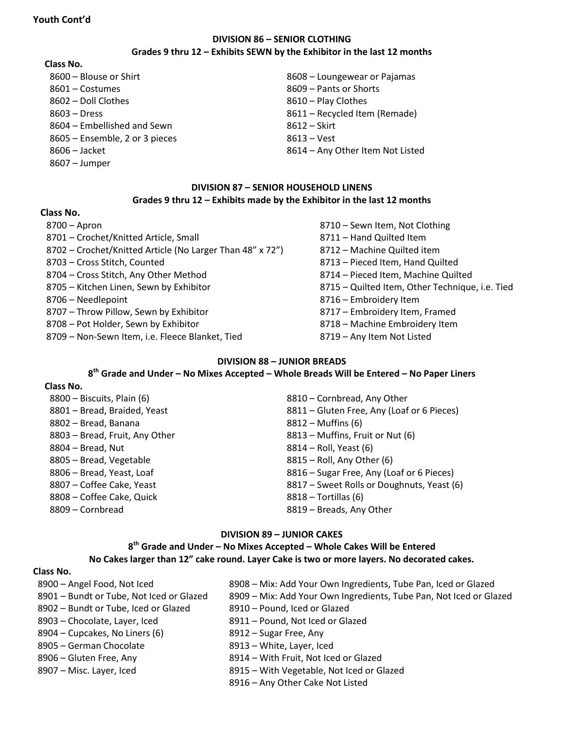**Youth Cont'd**

## DIVISION 86 – SENIOR CLOTHING

### Grades 9 thru 12 – Exhibits SEWN by the Exhibitor in the last 12 months

**Class No.**

- 8600 – Blouse or Shirt
- 8601 – Costumes
- 8602 – Doll Clothes
- 8603 – Dress
- 8604 – Embellished and Sewn
- 8605 – Ensemble, 2 or 3 pieces
- 8606 – Jacket
- 8607 – Jumper
- 8608 – Loungewear or Pajamas
- 8609 – Pants or Shorts
- 8610 – Play Clothes
- 8611 – Recycled Item (Remade)
- 8612 – Skirt
- 8613 – Vest
- 8614 – Any Other Item Not Listed

## DIVISION 87 – SENIOR HOUSEHOLD LINENS

### Grades 9 thru 12 – Exhibits made by the Exhibitor in the last 12 months

**Class No.**

- 8700 – Apron
- 8701 – Crochet/Knitted Article, Small
- 8702 – Crochet/Knitted Article (No Larger Than 48" x 72")
- 8703 – Cross Stitch, Counted
- 8704 – Cross Stitch, Any Other Method
- 8705 – Kitchen Linen, Sewn by Exhibitor
- 8706 – Needlepoint
- 8707 – Throw Pillow, Sewn by Exhibitor
- 8708 – Pot Holder, Sewn by Exhibitor
- 8709 – Non-Sewn Item, i.e. Fleece Blanket, Tied
- 8710 – Sewn Item, Not Clothing
- 8711 – Hand Quilted Item
- 8712 – Machine Quilted item
- 8713 – Pieced Item, Hand Quilted
- 8714 – Pieced Item, Machine Quilted
- 8715 – Quilted Item, Other Technique, i.e. Tied
- 8716 – Embroidery Item
- 8717 – Embroidery Item, Framed
- 8718 – Machine Embroidery Item
- 8719 – Any Item Not Listed

## DIVISION 88 – JUNIOR BREADS

### 8th Grade and Under – No Mixes Accepted – Whole Breads Will be Entered – No Paper Liners

**Class No.**

- 8800 – Biscuits, Plain (6)
- 8801 – Bread, Braided, Yeast
- 8802 – Bread, Banana
- 8803 – Bread, Fruit, Any Other
- 8804 – Bread, Nut
- 8805 – Bread, Vegetable
- 8806 – Bread, Yeast, Loaf
- 8807 – Coffee Cake, Yeast
- 8808 – Coffee Cake, Quick
- 8809 – Cornbread
- 8810 – Cornbread, Any Other
- 8811 – Gluten Free, Any (Loaf or 6 Pieces)
- 8812 – Muffins (6)
- 8813 – Muffins, Fruit or Nut (6)
- 8814 – Roll, Yeast (6)
- 8815 – Roll, Any Other (6)
- 8816 – Sugar Free, Any (Loaf or 6 Pieces)
- 8817 – Sweet Rolls or Doughnuts, Yeast (6)
- 8818 – Tortillas (6)
- 8819 – Breads, Any Other

## DIVISION 89 – JUNIOR CAKES

### 8th Grade and Under – No Mixes Accepted – Whole Cakes Will be Entered

### No Cakes larger than 12" cake round. Layer Cake is two or more layers. No decorated cakes.

**Class No.**

- 8900 – Angel Food, Not Iced
- 8901 – Bundt or Tube, Not Iced or Glazed
- 8902 – Bundt or Tube, Iced or Glazed
- 8903 – Chocolate, Layer, Iced
- 8904 – Cupcakes, No Liners (6)
- 8905 – German Chocolate
- 8906 – Gluten Free, Any
- 8907 – Misc. Layer, Iced
- 8908 – Mix: Add Your Own Ingredients, Tube Pan, Iced or Glazed
- 8909 – Mix: Add Your Own Ingredients, Tube Pan, Not Iced or Glazed
- 8910 – Pound, Iced or Glazed
- 8911 – Pound, Not Iced or Glazed
- 8912 – Sugar Free, Any
- 8913 – White, Layer, Iced
- 8914 – With Fruit, Not Iced or Glazed
- 8915 – With Vegetable, Not Iced or Glazed
- 8916 – Any Other Cake Not Listed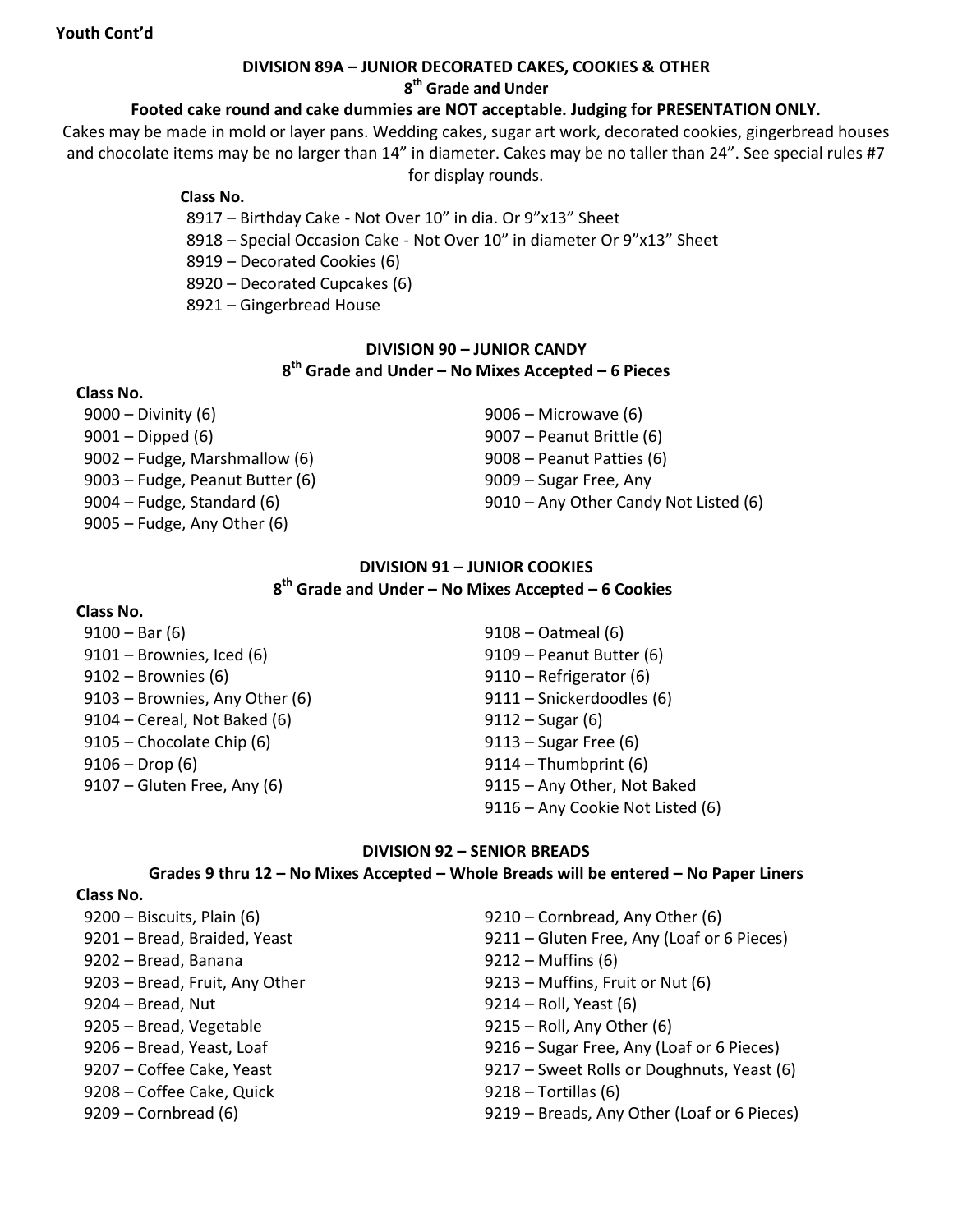**Youth Cont'd**

## DIVISION 89A – JUNIOR DECORATED CAKES, COOKIES & OTHER

### 8th Grade and Under

**Footed cake round and cake dummies are NOT acceptable. Judging for PRESENTATION ONLY.**

Cakes may be made in mold or layer pans. Wedding cakes, sugar art work, decorated cookies, gingerbread houses and chocolate items may be no larger than 14" in diameter. Cakes may be no taller than 24". See special rules #7 for display rounds.

**Class No.**

- 8917 – Birthday Cake - Not Over 10" in dia. Or 9"x13" Sheet
- 8918 – Special Occasion Cake - Not Over 10" in diameter Or 9"x13" Sheet
- 8919 – Decorated Cookies (6)
- 8920 – Decorated Cupcakes (6)
- 8921 – Gingerbread House

## DIVISION 90 – JUNIOR CANDY

### 8th Grade and Under – No Mixes Accepted – 6 Pieces

**Class No.**

- 9000 – Divinity (6)
- 9001 – Dipped (6)
- 9002 – Fudge, Marshmallow (6)
- 9003 – Fudge, Peanut Butter (6)
- 9004 – Fudge, Standard (6)
- 9005 – Fudge, Any Other (6)
- 9006 – Microwave (6)
- 9007 – Peanut Brittle (6)
- 9008 – Peanut Patties (6)
- 9009 – Sugar Free, Any
- 9010 – Any Other Candy Not Listed (6)

## DIVISION 91 – JUNIOR COOKIES

### 8th Grade and Under – No Mixes Accepted – 6 Cookies

**Class No.**

- 9100 – Bar (6)
- 9101 – Brownies, Iced (6)
- 9102 – Brownies (6)
- 9103 – Brownies, Any Other (6)
- 9104 – Cereal, Not Baked (6)
- 9105 – Chocolate Chip (6)
- 9106 – Drop (6)
- 9107 – Gluten Free, Any (6)
- 9108 – Oatmeal (6)
- 9109 – Peanut Butter (6)
- 9110 – Refrigerator (6)
- 9111 – Snickerdoodles (6)
- 9112 – Sugar (6)
- 9113 – Sugar Free (6)
- 9114 – Thumbprint (6)
- 9115 – Any Other, Not Baked
- 9116 – Any Cookie Not Listed (6)

## DIVISION 92 – SENIOR BREADS

### Grades 9 thru 12 – No Mixes Accepted – Whole Breads will be entered – No Paper Liners

**Class No.**

- 9200 – Biscuits, Plain (6)
- 9201 – Bread, Braided, Yeast
- 9202 – Bread, Banana
- 9203 – Bread, Fruit, Any Other
- 9204 – Bread, Nut
- 9205 – Bread, Vegetable
- 9206 – Bread, Yeast, Loaf
- 9207 – Coffee Cake, Yeast
- 9208 – Coffee Cake, Quick
- 9209 – Cornbread (6)
- 9210 – Cornbread, Any Other (6)
- 9211 – Gluten Free, Any (Loaf or 6 Pieces)
- 9212 – Muffins (6)
- 9213 – Muffins, Fruit or Nut (6)
- 9214 – Roll, Yeast (6)
- 9215 – Roll, Any Other (6)
- 9216 – Sugar Free, Any (Loaf or 6 Pieces)
- 9217 – Sweet Rolls or Doughnuts, Yeast (6)
- 9218 – Tortillas (6)
- 9219 – Breads, Any Other (Loaf or 6 Pieces)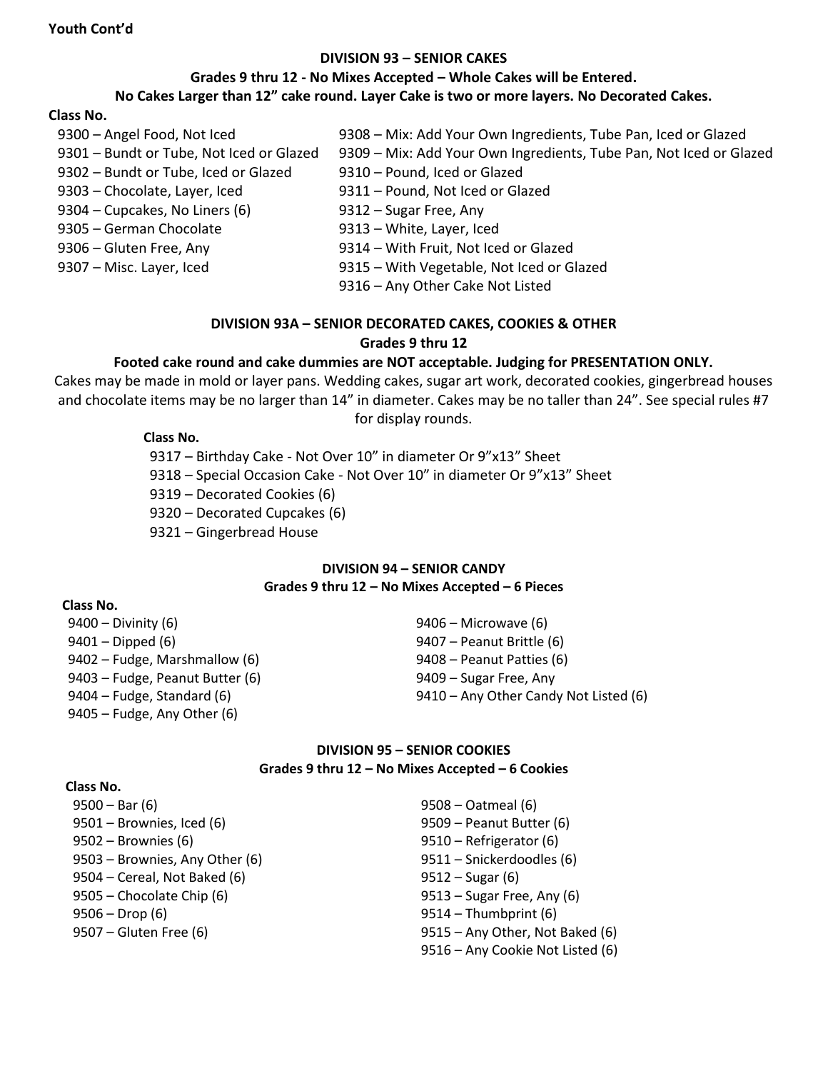**Youth Cont'd**

## DIVISION 93 – SENIOR CAKES

**Grades 9 thru 12 - No Mixes Accepted – Whole Cakes will be Entered.**

**No Cakes Larger than 12" cake round. Layer Cake is two or more layers. No Decorated Cakes.**

**Class No.**

- 9300 – Angel Food, Not Iced
- 9301 – Bundt or Tube, Not Iced or Glazed
- 9302 – Bundt or Tube, Iced or Glazed
- 9303 – Chocolate, Layer, Iced
- 9304 – Cupcakes, No Liners (6)
- 9305 – German Chocolate
- 9306 – Gluten Free, Any
- 9307 – Misc. Layer, Iced
- 9308 – Mix: Add Your Own Ingredients, Tube Pan, Iced or Glazed
- 9309 – Mix: Add Your Own Ingredients, Tube Pan, Not Iced or Glazed
- 9310 – Pound, Iced or Glazed
- 9311 – Pound, Not Iced or Glazed
- 9312 – Sugar Free, Any
- 9313 – White, Layer, Iced
- 9314 – With Fruit, Not Iced or Glazed
- 9315 – With Vegetable, Not Iced or Glazed
- 9316 – Any Other Cake Not Listed

## DIVISION 93A – SENIOR DECORATED CAKES, COOKIES & OTHER

**Grades 9 thru 12**

**Footed cake round and cake dummies are NOT acceptable. Judging for PRESENTATION ONLY.**

Cakes may be made in mold or layer pans. Wedding cakes, sugar art work, decorated cookies, gingerbread houses and chocolate items may be no larger than 14" in diameter. Cakes may be no taller than 24". See special rules #7 for display rounds.

**Class No.**

- 9317 – Birthday Cake - Not Over 10" in diameter Or 9"x13" Sheet
- 9318 – Special Occasion Cake - Not Over 10" in diameter Or 9"x13" Sheet
- 9319 – Decorated Cookies (6)
- 9320 – Decorated Cupcakes (6)
- 9321 – Gingerbread House

## DIVISION 94 – SENIOR CANDY

**Grades 9 thru 12 – No Mixes Accepted – 6 Pieces**

**Class No.**

- 9400 – Divinity (6)
- 9401 – Dipped (6)
- 9402 – Fudge, Marshmallow (6)
- 9403 – Fudge, Peanut Butter (6)
- 9404 – Fudge, Standard (6)
- 9405 – Fudge, Any Other (6)
- 9406 – Microwave (6)
- 9407 – Peanut Brittle (6)
- 9408 – Peanut Patties (6)
- 9409 – Sugar Free, Any
- 9410 – Any Other Candy Not Listed (6)

## DIVISION 95 – SENIOR COOKIES

**Grades 9 thru 12 – No Mixes Accepted – 6 Cookies**

**Class No.**

- 9500 – Bar (6)
- 9501 – Brownies, Iced (6)
- 9502 – Brownies (6)
- 9503 – Brownies, Any Other (6)
- 9504 – Cereal, Not Baked (6)
- 9505 – Chocolate Chip (6)
- 9506 – Drop (6)
- 9507 – Gluten Free (6)
- 9508 – Oatmeal (6)
- 9509 – Peanut Butter (6)
- 9510 – Refrigerator (6)
- 9511 – Snickerdoodles (6)
- 9512 – Sugar (6)
- 9513 – Sugar Free, Any (6)
- 9514 – Thumbprint (6)
- 9515 – Any Other, Not Baked (6)
- 9516 – Any Cookie Not Listed (6)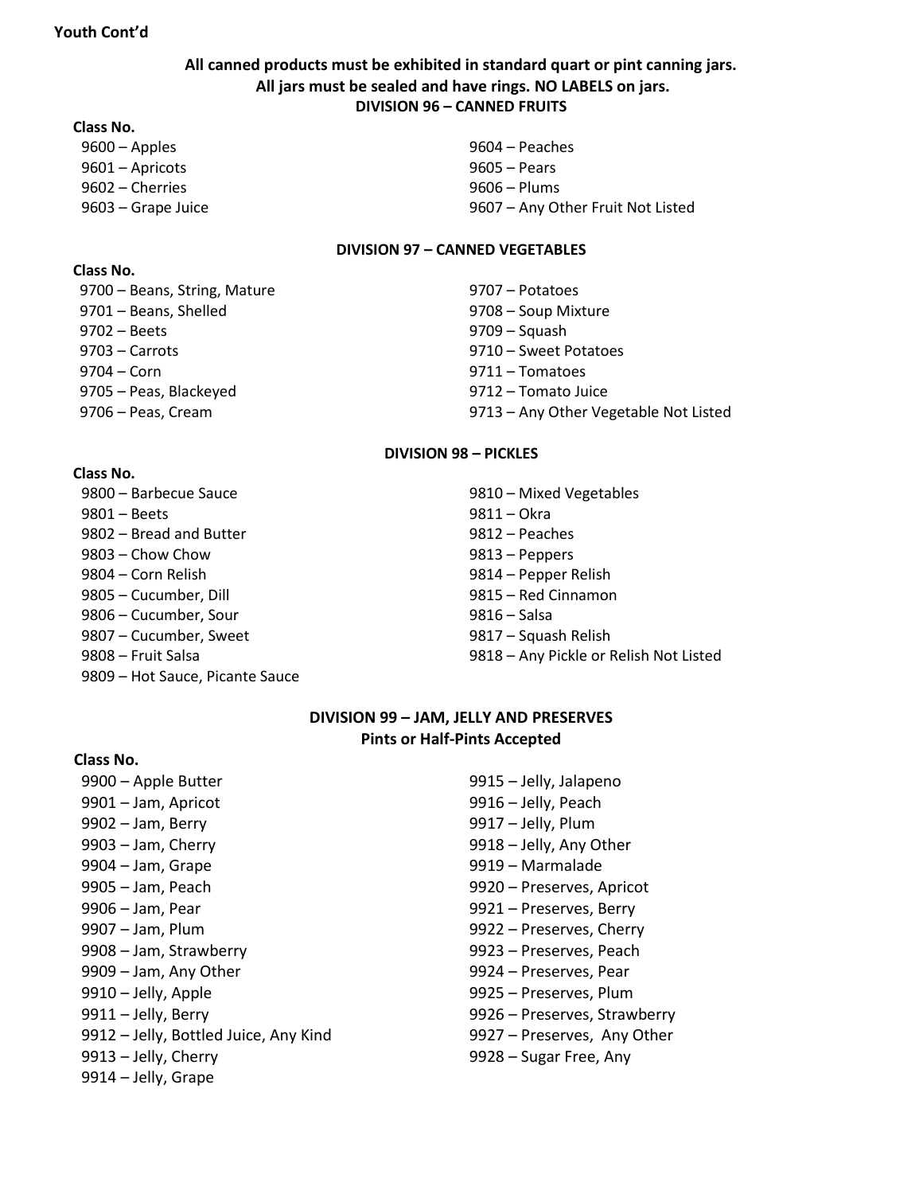**Youth Cont'd**

**All canned products must be exhibited in standard quart or pint canning jars.**
**All jars must be sealed and have rings. NO LABELS on jars.**

## DIVISION 96 – CANNED FRUITS

**Class No.**

- 9600 – Apples
- 9601 – Apricots
- 9602 – Cherries
- 9603 – Grape Juice
- 9604 – Peaches
- 9605 – Pears
- 9606 – Plums
- 9607 – Any Other Fruit Not Listed

## DIVISION 97 – CANNED VEGETABLES

**Class No.**

- 9700 – Beans, String, Mature
- 9701 – Beans, Shelled
- 9702 – Beets
- 9703 – Carrots
- 9704 – Corn
- 9705 – Peas, Blackeyed
- 9706 – Peas, Cream
- 9707 – Potatoes
- 9708 – Soup Mixture
- 9709 – Squash
- 9710 – Sweet Potatoes
- 9711 – Tomatoes
- 9712 – Tomato Juice
- 9713 – Any Other Vegetable Not Listed

## DIVISION 98 – PICKLES

**Class No.**

- 9800 – Barbecue Sauce
- 9801 – Beets
- 9802 – Bread and Butter
- 9803 – Chow Chow
- 9804 – Corn Relish
- 9805 – Cucumber, Dill
- 9806 – Cucumber, Sour
- 9807 – Cucumber, Sweet
- 9808 – Fruit Salsa
- 9809 – Hot Sauce, Picante Sauce
- 9810 – Mixed Vegetables
- 9811 – Okra
- 9812 – Peaches
- 9813 – Peppers
- 9814 – Pepper Relish
- 9815 – Red Cinnamon
- 9816 – Salsa
- 9817 – Squash Relish
- 9818 – Any Pickle or Relish Not Listed

## DIVISION 99 – JAM, JELLY AND PRESERVES

**Pints or Half-Pints Accepted**

**Class No.**

- 9900 – Apple Butter
- 9901 – Jam, Apricot
- 9902 – Jam, Berry
- 9903 – Jam, Cherry
- 9904 – Jam, Grape
- 9905 – Jam, Peach
- 9906 – Jam, Pear
- 9907 – Jam, Plum
- 9908 – Jam, Strawberry
- 9909 – Jam, Any Other
- 9910 – Jelly, Apple
- 9911 – Jelly, Berry
- 9912 – Jelly, Bottled Juice, Any Kind
- 9913 – Jelly, Cherry
- 9914 – Jelly, Grape
- 9915 – Jelly, Jalapeno
- 9916 – Jelly, Peach
- 9917 – Jelly, Plum
- 9918 – Jelly, Any Other
- 9919 – Marmalade
- 9920 – Preserves, Apricot
- 9921 – Preserves, Berry
- 9922 – Preserves, Cherry
- 9923 – Preserves, Peach
- 9924 – Preserves, Pear
- 9925 – Preserves, Plum
- 9926 – Preserves, Strawberry
- 9927 – Preserves, Any Other
- 9928 – Sugar Free, Any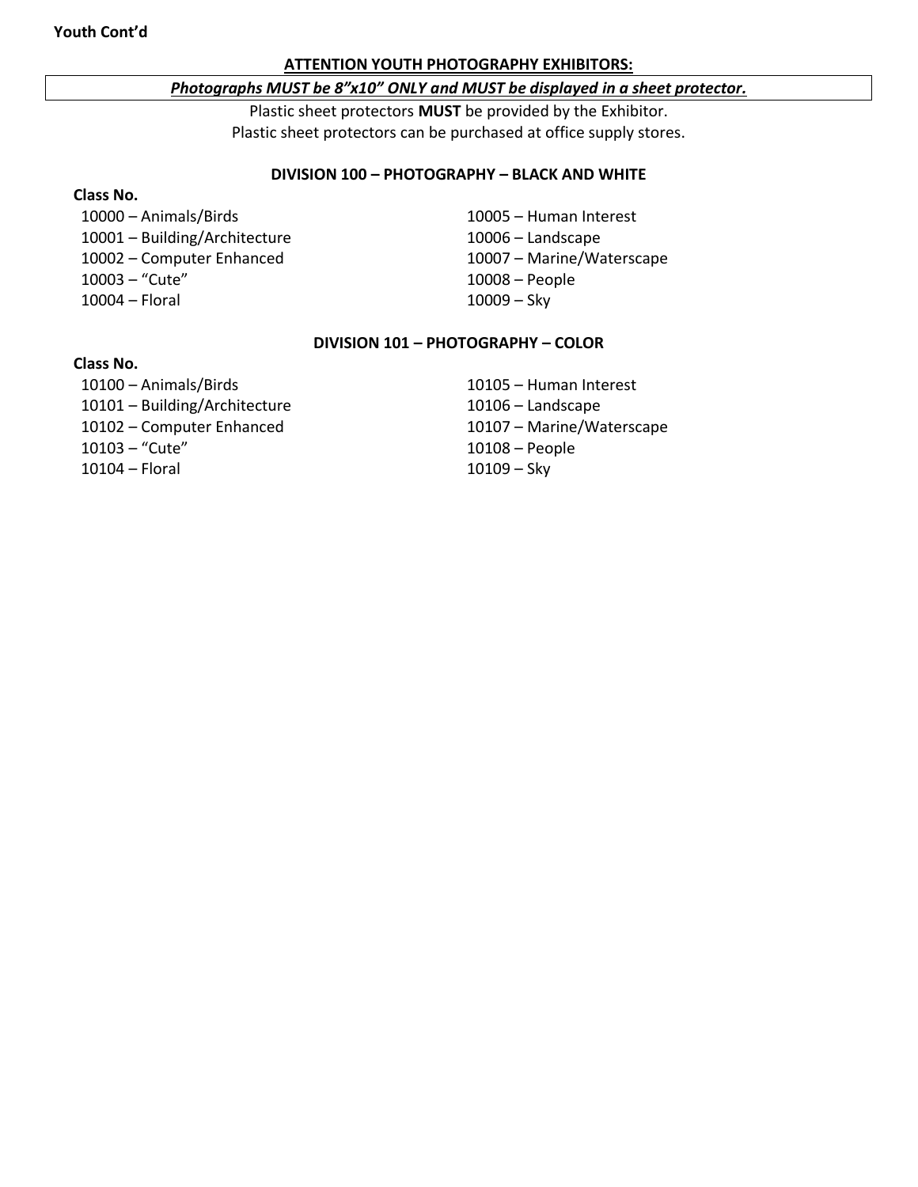**Youth Cont'd**

## ATTENTION YOUTH PHOTOGRAPHY EXHIBITORS:

***Photographs MUST be 8"x10" ONLY and MUST be displayed in a sheet protector.***

Plastic sheet protectors **MUST** be provided by the Exhibitor.
Plastic sheet protectors can be purchased at office supply stores.

### DIVISION 100 – PHOTOGRAPHY – BLACK AND WHITE

**Class No.**

10000 – Animals/Birds
10001 – Building/Architecture
10002 – Computer Enhanced
10003 – "Cute"
10004 – Floral
10005 – Human Interest
10006 – Landscape
10007 – Marine/Waterscape
10008 – People
10009 – Sky

### DIVISION 101 – PHOTOGRAPHY – COLOR

**Class No.**

10100 – Animals/Birds
10101 – Building/Architecture
10102 – Computer Enhanced
10103 – "Cute"
10104 – Floral
10105 – Human Interest
10106 – Landscape
10107 – Marine/Waterscape
10108 – People
10109 – Sky